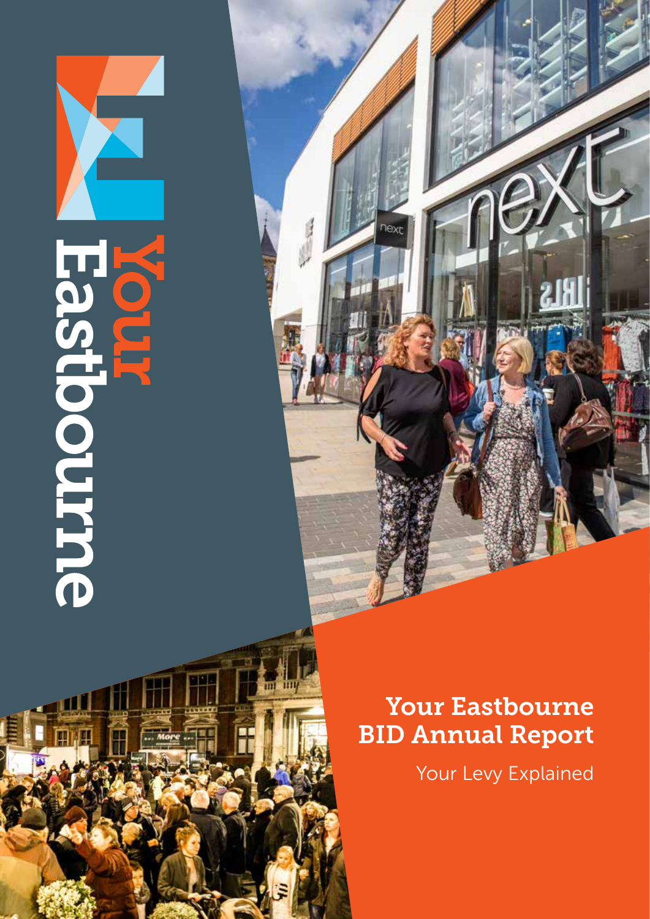Your Eastbourne

# Your Eastbourne BID Annual Report

Your Levy Explained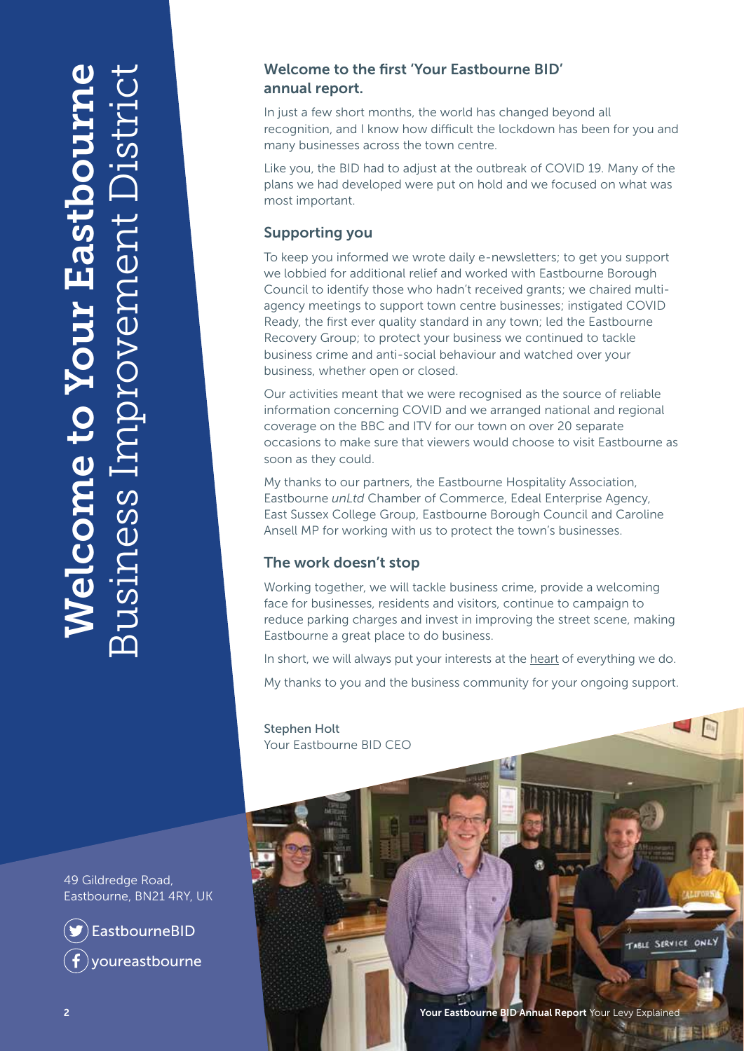# Welcome to Your Eastbourne Business Improvement District

49 Gildredge Road,
Eastbourne, BN21 4RY, UK

EastbourneBID

youreastbourne

## Welcome to the first 'Your Eastbourne BID' annual report.

In just a few short months, the world has changed beyond all recognition, and I know how difficult the lockdown has been for you and many businesses across the town centre.

Like you, the BID had to adjust at the outbreak of COVID 19. Many of the plans we had developed were put on hold and we focused on what was most important.

### Supporting you

To keep you informed we wrote daily e-newsletters; to get you support we lobbied for additional relief and worked with Eastbourne Borough Council to identify those who hadn't received grants; we chaired multi-agency meetings to support town centre businesses; instigated COVID Ready, the first ever quality standard in any town; led the Eastbourne Recovery Group; to protect your business we continued to tackle business crime and anti-social behaviour and watched over your business, whether open or closed.

Our activities meant that we were recognised as the source of reliable information concerning COVID and we arranged national and regional coverage on the BBC and ITV for our town on over 20 separate occasions to make sure that viewers would choose to visit Eastbourne as soon as they could.

My thanks to our partners, the Eastbourne Hospitality Association, Eastbourne *unLtd* Chamber of Commerce, Edeal Enterprise Agency, East Sussex College Group, Eastbourne Borough Council and Caroline Ansell MP for working with us to protect the town's businesses.

### The work doesn't stop

Working together, we will tackle business crime, provide a welcoming face for businesses, residents and visitors, continue to campaign to reduce parking charges and invest in improving the street scene, making Eastbourne a great place to do business.

In short, we will always put your interests at the heart of everything we do.

My thanks to you and the business community for your ongoing support.

Stephen Holt
Your Eastbourne BID CEO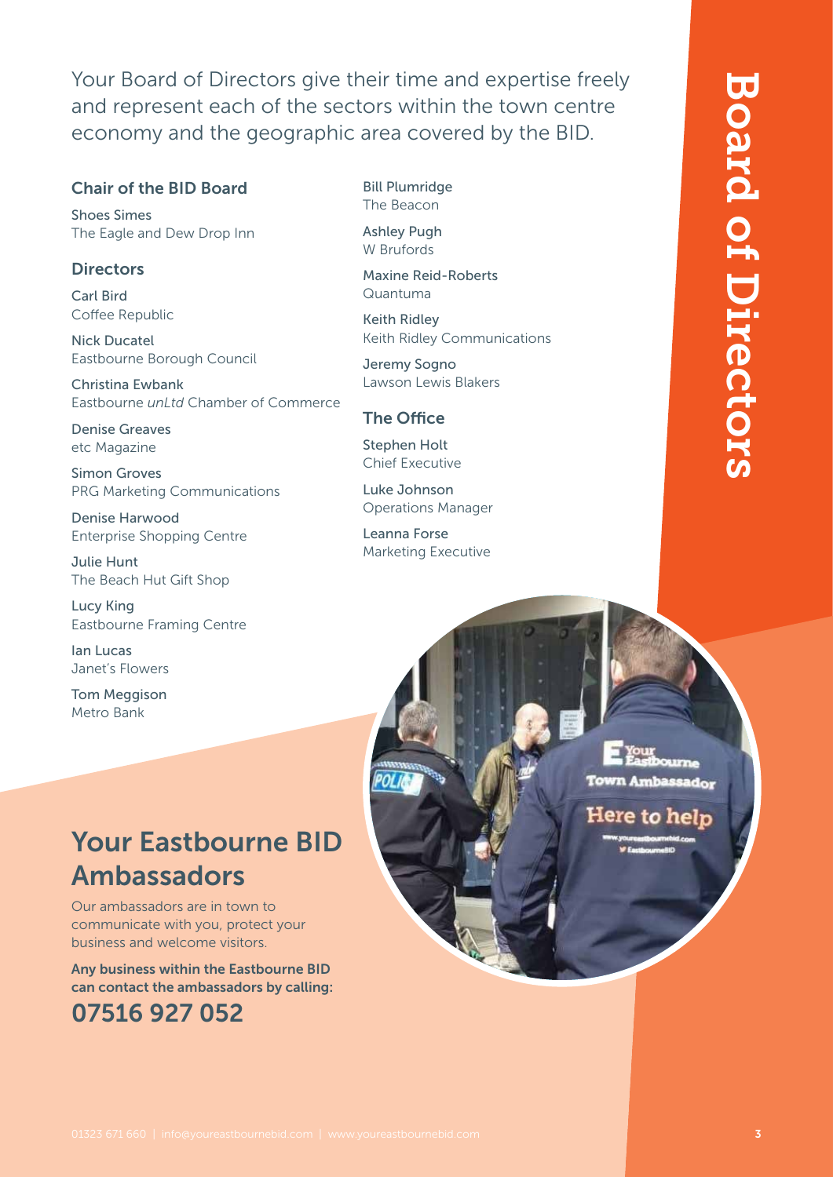# Board of Directors

Your Board of Directors give their time and expertise freely and represent each of the sectors within the town centre economy and the geographic area covered by the BID.

### Chair of the BID Board

Shoes Simes
The Eagle and Dew Drop Inn

### Directors

Carl Bird
Coffee Republic

Nick Ducatel
Eastbourne Borough Council

Christina Ewbank
Eastbourne *unLtd* Chamber of Commerce

Denise Greaves
etc Magazine

Simon Groves
PRG Marketing Communications

Denise Harwood
Enterprise Shopping Centre

Julie Hunt
The Beach Hut Gift Shop

Lucy King
Eastbourne Framing Centre

Ian Lucas
Janet's Flowers

Tom Meggison
Metro Bank

Bill Plumridge
The Beacon

Ashley Pugh
W Brufords

Maxine Reid-Roberts
Quantuma

Keith Ridley
Keith Ridley Communications

Jeremy Sogno
Lawson Lewis Blakers

### The Office

Stephen Holt
Chief Executive

Luke Johnson
Operations Manager

Leanna Forse
Marketing Executive

## Your Eastbourne BID Ambassadors

Our ambassadors are in town to communicate with you, protect your business and welcome visitors.

**Any business within the Eastbourne BID can contact the ambassadors by calling:**

## 07516 927 052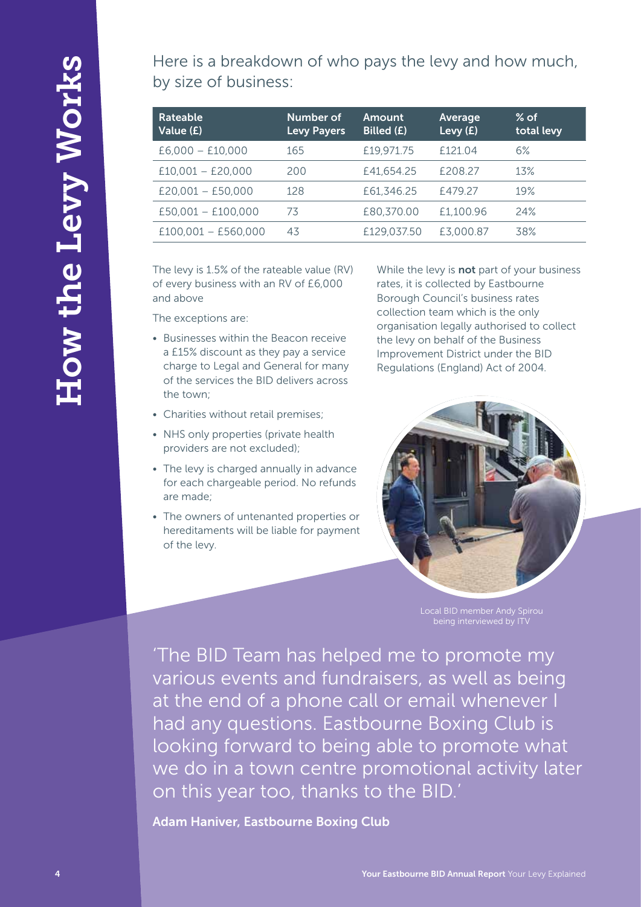# How the Levy Works

Here is a breakdown of who pays the levy and how much, by size of business:

| Rateable Value (£) | Number of Levy Payers | Amount Billed (£) | Average Levy (£) | % of total levy |
|---|---|---|---|---|
| £6,000 – £10,000 | 165 | £19,971.75 | £121.04 | 6% |
| £10,001 – £20,000 | 200 | £41,654.25 | £208.27 | 13% |
| £20,001 – £50,000 | 128 | £61,346.25 | £479.27 | 19% |
| £50,001 – £100,000 | 73 | £80,370.00 | £1,100.96 | 24% |
| £100,001 – £560,000 | 43 | £129,037.50 | £3,000.87 | 38% |

The levy is 1.5% of the rateable value (RV) of every business with an RV of £6,000 and above

The exceptions are:

- Businesses within the Beacon receive a £15% discount as they pay a service charge to Legal and General for many of the services the BID delivers across the town;
- Charities without retail premises;
- NHS only properties (private health providers are not excluded);
- The levy is charged annually in advance for each chargeable period. No refunds are made;
- The owners of untenanted properties or hereditaments will be liable for payment of the levy.

While the levy is **not** part of your business rates, it is collected by Eastbourne Borough Council's business rates collection team which is the only organisation legally authorised to collect the levy on behalf of the Business Improvement District under the BID Regulations (England) Act of 2004.

Local BID member Andy Spirou being interviewed by ITV

'The BID Team has helped me to promote my various events and fundraisers, as well as being at the end of a phone call or email whenever I had any questions. Eastbourne Boxing Club is looking forward to being able to promote what we do in a town centre promotional activity later on this year too, thanks to the BID.'

**Adam Haniver, Eastbourne Boxing Club**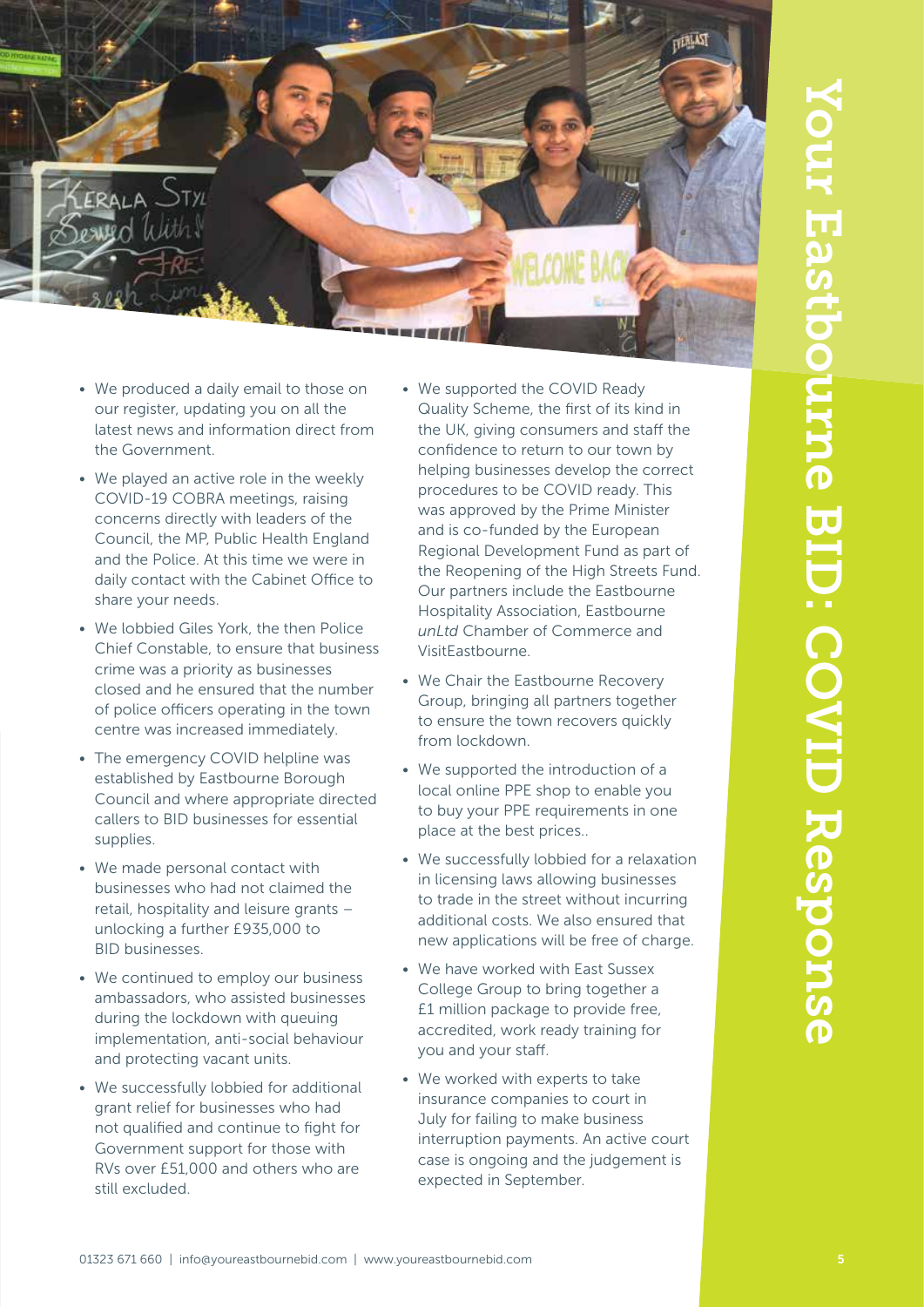# Your Eastbourne BID: COVID Response

- We produced a daily email to those on our register, updating you on all the latest news and information direct from the Government.
- We played an active role in the weekly COVID-19 COBRA meetings, raising concerns directly with leaders of the Council, the MP, Public Health England and the Police. At this time we were in daily contact with the Cabinet Office to share your needs.
- We lobbied Giles York, the then Police Chief Constable, to ensure that business crime was a priority as businesses closed and he ensured that the number of police officers operating in the town centre was increased immediately.
- The emergency COVID helpline was established by Eastbourne Borough Council and where appropriate directed callers to BID businesses for essential supplies.
- We made personal contact with businesses who had not claimed the retail, hospitality and leisure grants – unlocking a further £935,000 to BID businesses.
- We continued to employ our business ambassadors, who assisted businesses during the lockdown with queuing implementation, anti-social behaviour and protecting vacant units.
- We successfully lobbied for additional grant relief for businesses who had not qualified and continue to fight for Government support for those with RVs over £51,000 and others who are still excluded.
- We supported the COVID Ready Quality Scheme, the first of its kind in the UK, giving consumers and staff the confidence to return to our town by helping businesses develop the correct procedures to be COVID ready. This was approved by the Prime Minister and is co-funded by the European Regional Development Fund as part of the Reopening of the High Streets Fund. Our partners include the Eastbourne Hospitality Association, Eastbourne *unLtd* Chamber of Commerce and VisitEastbourne.
- We Chair the Eastbourne Recovery Group, bringing all partners together to ensure the town recovers quickly from lockdown.
- We supported the introduction of a local online PPE shop to enable you to buy your PPE requirements in one place at the best prices..
- We successfully lobbied for a relaxation in licensing laws allowing businesses to trade in the street without incurring additional costs. We also ensured that new applications will be free of charge.
- We have worked with East Sussex College Group to bring together a £1 million package to provide free, accredited, work ready training for you and your staff.
- We worked with experts to take insurance companies to court in July for failing to make business interruption payments. An active court case is ongoing and the judgement is expected in September.

01323 671 660 | info@youreastbournebid.com | www.youreastbournebid.com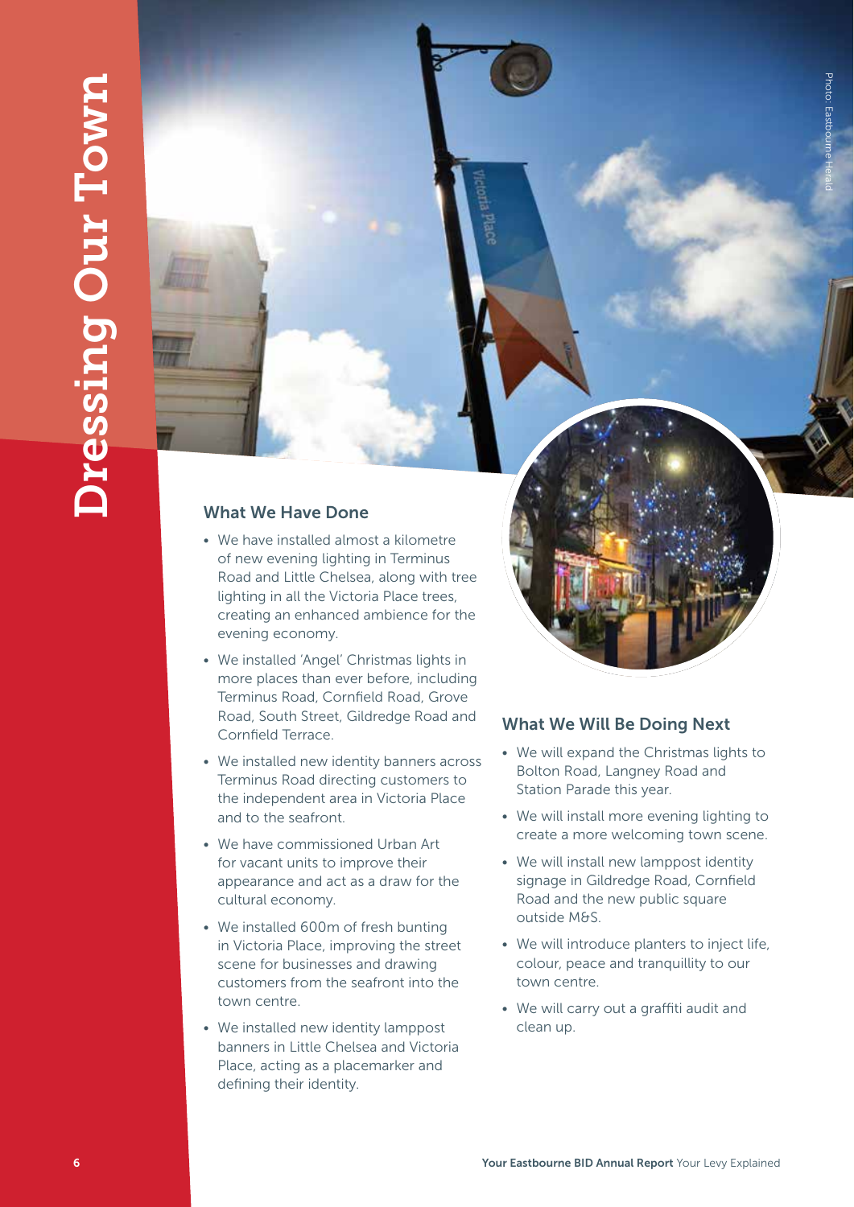# Dressing Our Town

Photo: Eastbourne Herald

## What We Have Done

- We have installed almost a kilometre of new evening lighting in Terminus Road and Little Chelsea, along with tree lighting in all the Victoria Place trees, creating an enhanced ambience for the evening economy.
- We installed 'Angel' Christmas lights in more places than ever before, including Terminus Road, Cornfield Road, Grove Road, South Street, Gildredge Road and Cornfield Terrace.
- We installed new identity banners across Terminus Road directing customers to the independent area in Victoria Place and to the seafront.
- We have commissioned Urban Art for vacant units to improve their appearance and act as a draw for the cultural economy.
- We installed 600m of fresh bunting in Victoria Place, improving the street scene for businesses and drawing customers from the seafront into the town centre.
- We installed new identity lamppost banners in Little Chelsea and Victoria Place, acting as a placemarker and defining their identity.

## What We Will Be Doing Next

- We will expand the Christmas lights to Bolton Road, Langney Road and Station Parade this year.
- We will install more evening lighting to create a more welcoming town scene.
- We will install new lamppost identity signage in Gildredge Road, Cornfield Road and the new public square outside M&S.
- We will introduce planters to inject life, colour, peace and tranquillity to our town centre.
- We will carry out a graffiti audit and clean up.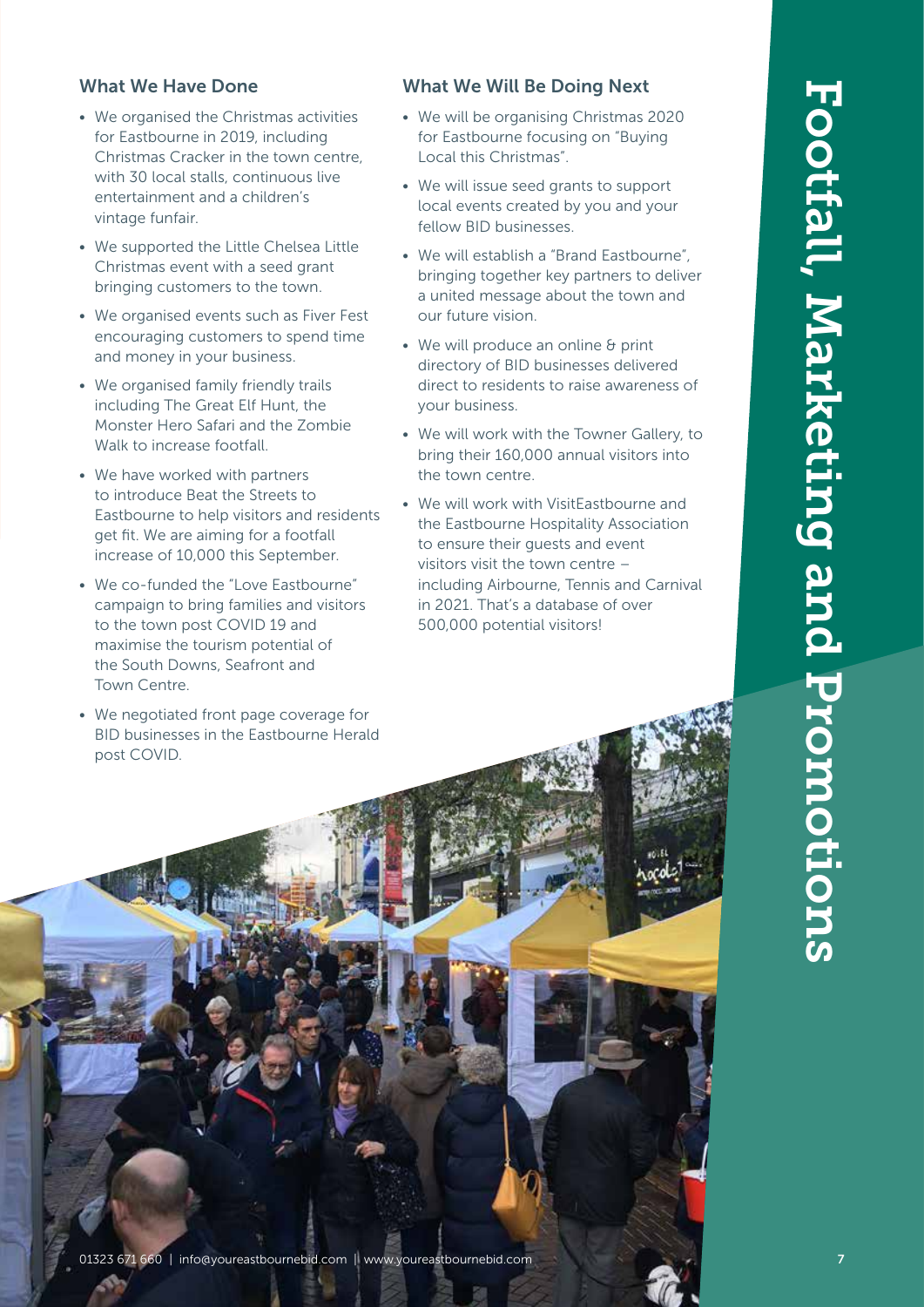# Footfall, Marketing and Promotions

## What We Have Done

- We organised the Christmas activities for Eastbourne in 2019, including Christmas Cracker in the town centre, with 30 local stalls, continuous live entertainment and a children's vintage funfair.
- We supported the Little Chelsea Little Christmas event with a seed grant bringing customers to the town.
- We organised events such as Fiver Fest encouraging customers to spend time and money in your business.
- We organised family friendly trails including The Great Elf Hunt, the Monster Hero Safari and the Zombie Walk to increase footfall.
- We have worked with partners to introduce Beat the Streets to Eastbourne to help visitors and residents get fit. We are aiming for a footfall increase of 10,000 this September.
- We co-funded the "Love Eastbourne" campaign to bring families and visitors to the town post COVID 19 and maximise the tourism potential of the South Downs, Seafront and Town Centre.
- We negotiated front page coverage for BID businesses in the Eastbourne Herald post COVID.

## What We Will Be Doing Next

- We will be organising Christmas 2020 for Eastbourne focusing on "Buying Local this Christmas".
- We will issue seed grants to support local events created by you and your fellow BID businesses.
- We will establish a "Brand Eastbourne", bringing together key partners to deliver a united message about the town and our future vision.
- We will produce an online & print directory of BID businesses delivered direct to residents to raise awareness of your business.
- We will work with the Towner Gallery, to bring their 160,000 annual visitors into the town centre.
- We will work with VisitEastbourne and the Eastbourne Hospitality Association to ensure their guests and event visitors visit the town centre – including Airbourne, Tennis and Carnival in 2021. That's a database of over 500,000 potential visitors!

01323 671 660 | info@youreastbournebid.com | www.youreastbournebid.com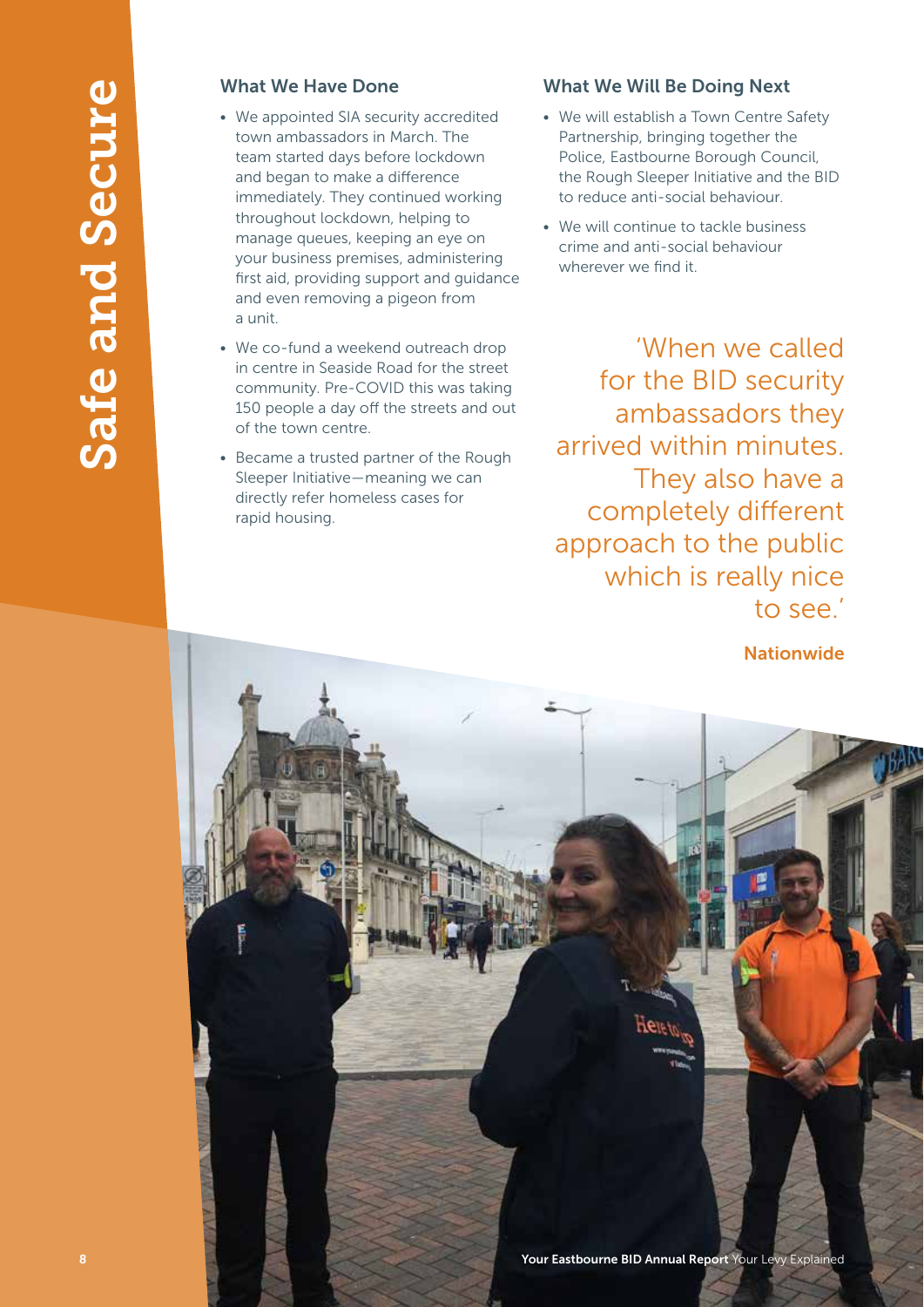# Safe and Secure

## What We Have Done

- We appointed SIA security accredited town ambassadors in March. The team started days before lockdown and began to make a difference immediately. They continued working throughout lockdown, helping to manage queues, keeping an eye on your business premises, administering first aid, providing support and guidance and even removing a pigeon from a unit.
- We co-fund a weekend outreach drop in centre in Seaside Road for the street community. Pre-COVID this was taking 150 people a day off the streets and out of the town centre.
- Became a trusted partner of the Rough Sleeper Initiative—meaning we can directly refer homeless cases for rapid housing.

## What We Will Be Doing Next

- We will establish a Town Centre Safety Partnership, bringing together the Police, Eastbourne Borough Council, the Rough Sleeper Initiative and the BID to reduce anti-social behaviour.
- We will continue to tackle business crime and anti-social behaviour wherever we find it.

> 'When we called for the BID security ambassadors they arrived within minutes. They also have a completely different approach to the public which is really nice to see.'
>
> **Nationwide**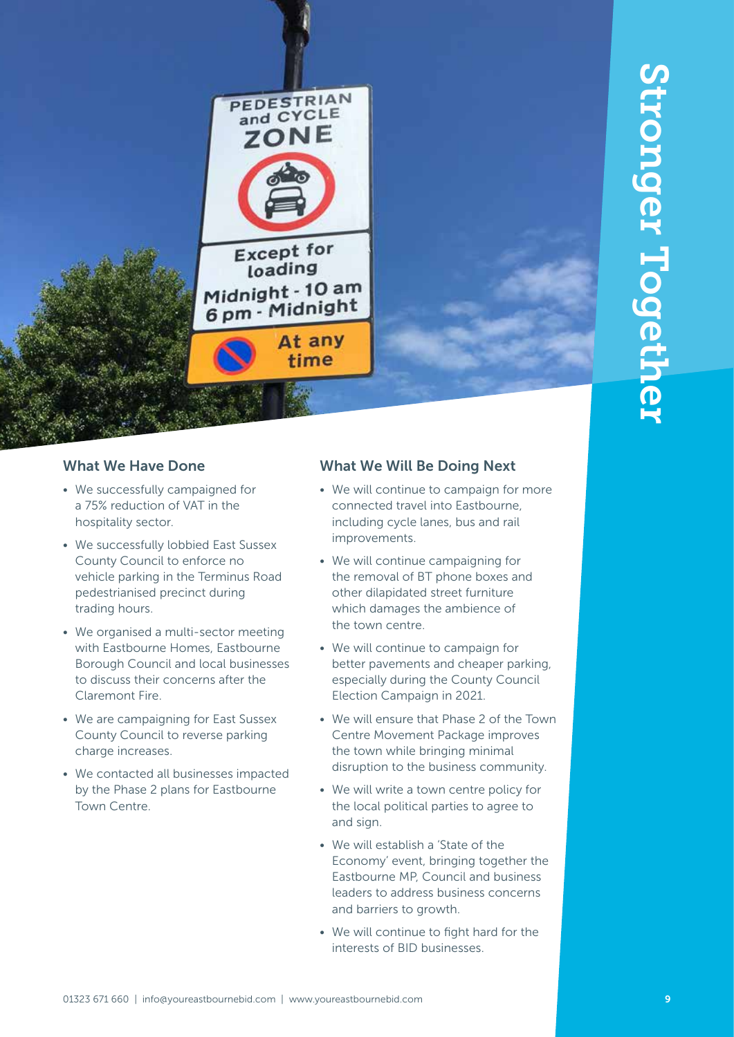# Stronger Together

## What We Have Done

- We successfully campaigned for a 75% reduction of VAT in the hospitality sector.
- We successfully lobbied East Sussex County Council to enforce no vehicle parking in the Terminus Road pedestrianised precinct during trading hours.
- We organised a multi-sector meeting with Eastbourne Homes, Eastbourne Borough Council and local businesses to discuss their concerns after the Claremont Fire.
- We are campaigning for East Sussex County Council to reverse parking charge increases.
- We contacted all businesses impacted by the Phase 2 plans for Eastbourne Town Centre.

## What We Will Be Doing Next

- We will continue to campaign for more connected travel into Eastbourne, including cycle lanes, bus and rail improvements.
- We will continue campaigning for the removal of BT phone boxes and other dilapidated street furniture which damages the ambience of the town centre.
- We will continue to campaign for better pavements and cheaper parking, especially during the County Council Election Campaign in 2021.
- We will ensure that Phase 2 of the Town Centre Movement Package improves the town while bringing minimal disruption to the business community.
- We will write a town centre policy for the local political parties to agree to and sign.
- We will establish a 'State of the Economy' event, bringing together the Eastbourne MP, Council and business leaders to address business concerns and barriers to growth.
- We will continue to fight hard for the interests of BID businesses.

01323 671 660 | info@youreastbournebid.com | www.youreastbournebid.com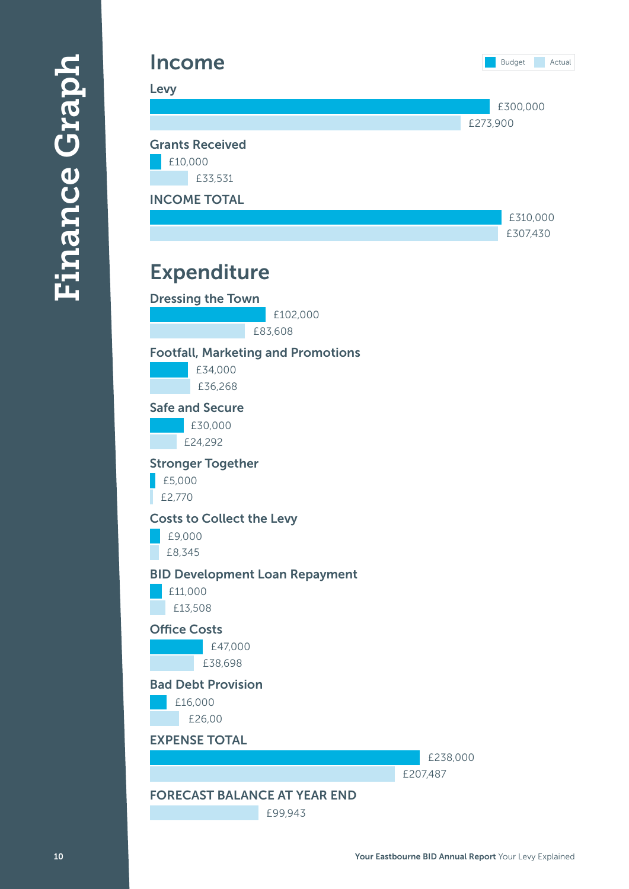# Finance Graph

## Income

| | Budget | Actual |
|---|---|---|
| Levy | £300,000 | £273,900 |
| Grants Received | £10,000 | £33,531 |
| INCOME TOTAL | £310,000 | £307,430 |

## Expenditure

| | Budget | Actual |
|---|---|---|
| Dressing the Town | £102,000 | £83,608 |
| Footfall, Marketing and Promotions | £34,000 | £36,268 |
| Safe and Secure | £30,000 | £24,292 |
| Stronger Together | £5,000 | £2,770 |
| Costs to Collect the Levy | £9,000 | £8,345 |
| BID Development Loan Repayment | £11,000 | £13,508 |
| Office Costs | £47,000 | £38,698 |
| Bad Debt Provision | £16,000 | £26,00 |
| EXPENSE TOTAL | £238,000 | £207,487 |
| FORECAST BALANCE AT YEAR END | | £99,943 |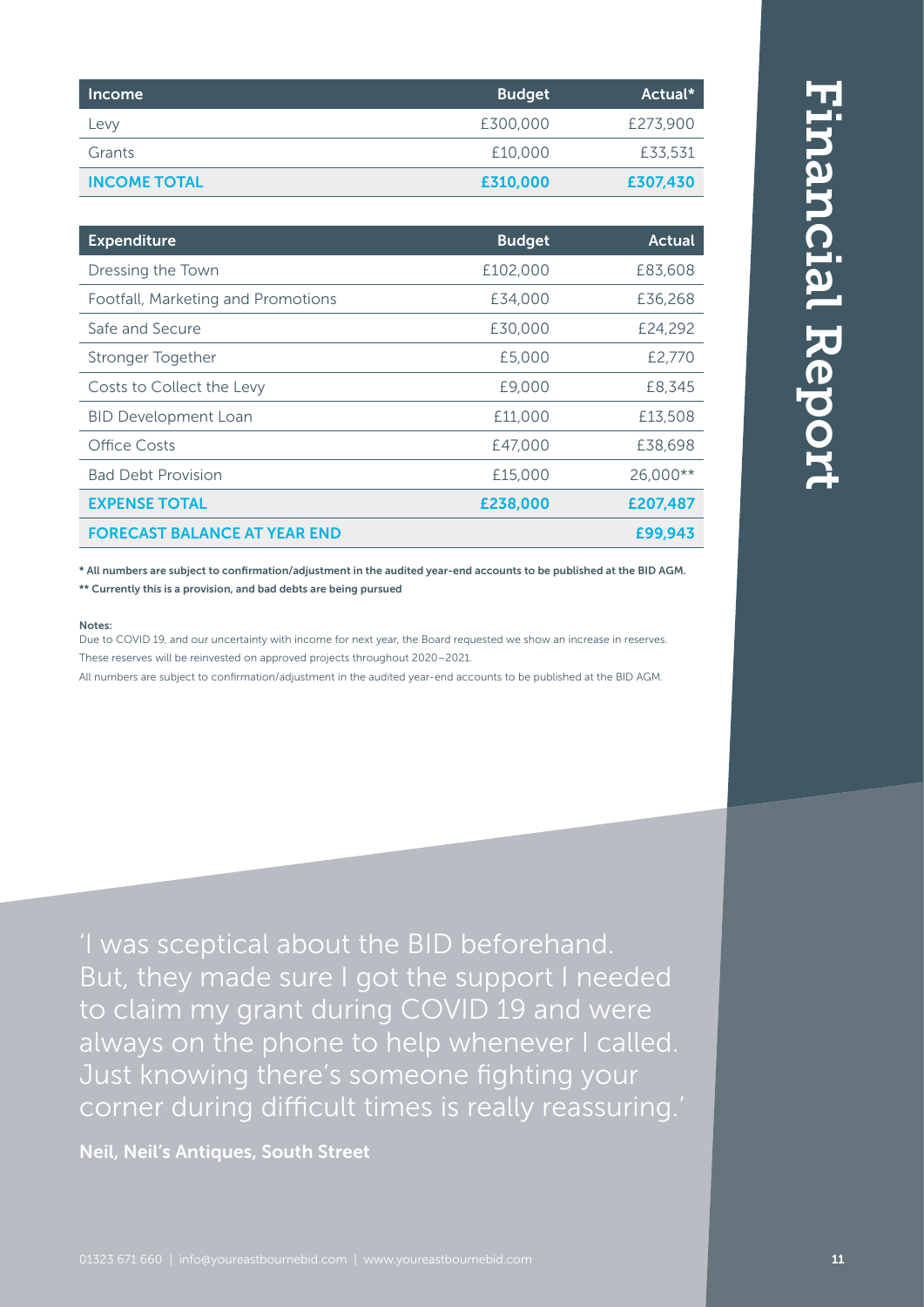# Financial Report

| Income | Budget | Actual* |
|---|---|---|
| Levy | £300,000 | £273,900 |
| Grants | £10,000 | £33,531 |
| **INCOME TOTAL** | **£310,000** | **£307,430** |

| Expenditure | Budget | Actual |
|---|---|---|
| Dressing the Town | £102,000 | £83,608 |
| Footfall, Marketing and Promotions | £34,000 | £36,268 |
| Safe and Secure | £30,000 | £24,292 |
| Stronger Together | £5,000 | £2,770 |
| Costs to Collect the Levy | £9,000 | £8,345 |
| BID Development Loan | £11,000 | £13,508 |
| Office Costs | £47,000 | £38,698 |
| Bad Debt Provision | £15,000 | 26,000** |
| **EXPENSE TOTAL** | **£238,000** | **£207,487** |
| **FORECAST BALANCE AT YEAR END** | | **£99,943** |

**\* All numbers are subject to confirmation/adjustment in the audited year-end accounts to be published at the BID AGM.**

**\*\* Currently this is a provision, and bad debts are being pursued**

**Notes:**

Due to COVID 19, and our uncertainty with income for next year, the Board requested we show an increase in reserves. These reserves will be reinvested on approved projects throughout 2020–2021.

All numbers are subject to confirmation/adjustment in the audited year-end accounts to be published at the BID AGM.

'I was sceptical about the BID beforehand. But, they made sure I got the support I needed to claim my grant during COVID 19 and were always on the phone to help whenever I called. Just knowing there's someone fighting your corner during difficult times is really reassuring.'

**Neil, Neil's Antiques, South Street**

01323 671 660 | info@youreastbournebid.com | www.youreastbournebid.com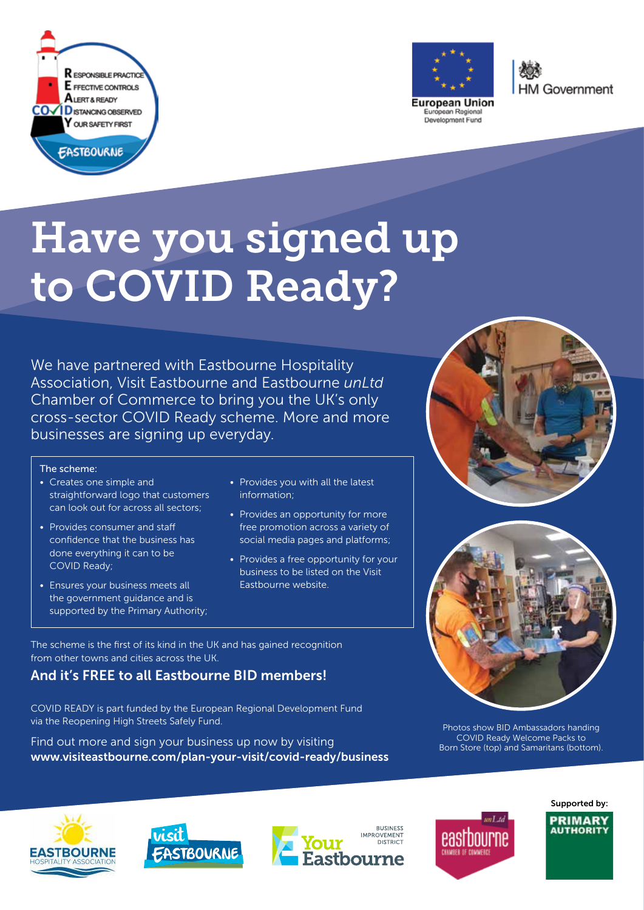# Have you signed up to COVID Ready?

We have partnered with Eastbourne Hospitality Association, Visit Eastbourne and Eastbourne *unLtd* Chamber of Commerce to bring you the UK's only cross-sector COVID Ready scheme. More and more businesses are signing up everyday.

The scheme:

- Creates one simple and straightforward logo that customers can look out for across all sectors;
- Provides consumer and staff confidence that the business has done everything it can to be COVID Ready;
- Ensures your business meets all the government guidance and is supported by the Primary Authority;
- Provides you with all the latest information;
- Provides an opportunity for more free promotion across a variety of social media pages and platforms;
- Provides a free opportunity for your business to be listed on the Visit Eastbourne website.

The scheme is the first of its kind in the UK and has gained recognition from other towns and cities across the UK.

## And it's FREE to all Eastbourne BID members!

COVID READY is part funded by the European Regional Development Fund via the Reopening High Streets Safely Fund.

Find out more and sign your business up now by visiting **www.visiteastbourne.com/plan-your-visit/covid-ready/business**

Photos show BID Ambassadors handing COVID Ready Welcome Packs to Born Store (top) and Samaritans (bottom).

Supported by: